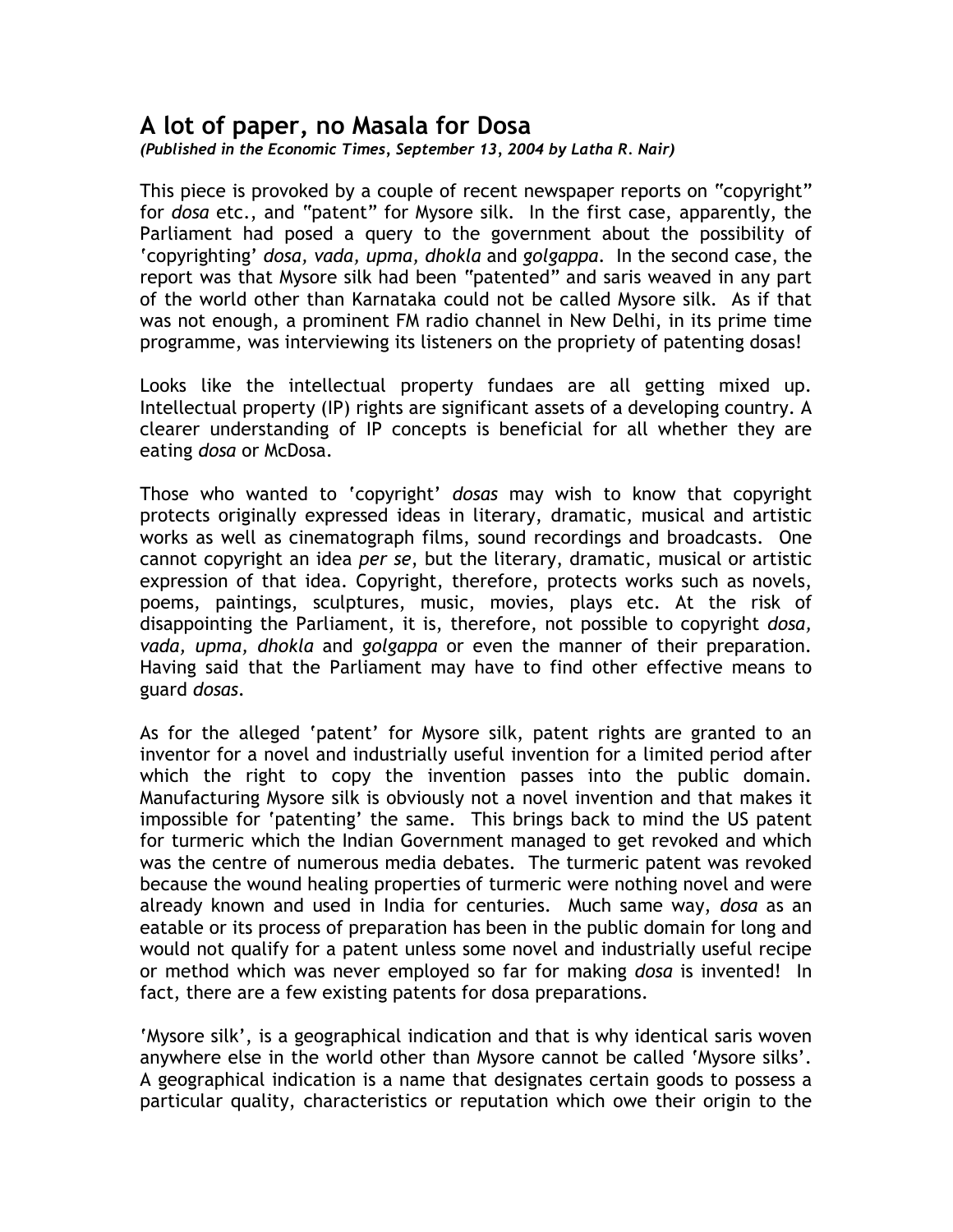# A lot of paper, no Masala for Dosa

*(Published in the Economic Times, September 13, 2004 by Latha R. Nair)*

This piece is provoked by a couple of recent newspaper reports on "copyright" for *dosa* etc., and "patent" for Mysore silk. In the first case, apparently, the Parliament had posed a query to the government about the possibility of 'copyrighting' *dosa, vada, upma, dhokla* and *golgappa*. In the second case, the report was that Mysore silk had been "patented" and saris weaved in any part of the world other than Karnataka could not be called Mysore silk. As if that was not enough, a prominent FM radio channel in New Delhi, in its prime time programme, was interviewing its listeners on the propriety of patenting dosas!

Looks like the intellectual property fundaes are all getting mixed up. Intellectual property (IP) rights are significant assets of a developing country. A clearer understanding of IP concepts is beneficial for all whether they are eating *dosa* or McDosa.

Those who wanted to 'copyright' *dosas* may wish to know that copyright protects originally expressed ideas in literary, dramatic, musical and artistic works as well as cinematograph films, sound recordings and broadcasts. One cannot copyright an idea *per se*, but the literary, dramatic, musical or artistic expression of that idea. Copyright, therefore, protects works such as novels, poems, paintings, sculptures, music, movies, plays etc. At the risk of disappointing the Parliament, it is, therefore, not possible to copyright *dosa, vada, upma, dhokla* and *golgappa* or even the manner of their preparation. Having said that the Parliament may have to find other effective means to guard *dosas*.

As for the alleged 'patent' for Mysore silk, patent rights are granted to an inventor for a novel and industrially useful invention for a limited period after which the right to copy the invention passes into the public domain. Manufacturing Mysore silk is obviously not a novel invention and that makes it impossible for 'patenting' the same. This brings back to mind the US patent for turmeric which the Indian Government managed to get revoked and which was the centre of numerous media debates. The turmeric patent was revoked because the wound healing properties of turmeric were nothing novel and were already known and used in India for centuries. Much same way, *dosa* as an eatable or its process of preparation has been in the public domain for long and would not qualify for a patent unless some novel and industrially useful recipe or method which was never employed so far for making *dosa* is invented! In fact, there are a few existing patents for dosa preparations.

'Mysore silk', is a geographical indication and that is why identical saris woven anywhere else in the world other than Mysore cannot be called 'Mysore silks'. A geographical indication is a name that designates certain goods to possess a particular quality, characteristics or reputation which owe their origin to the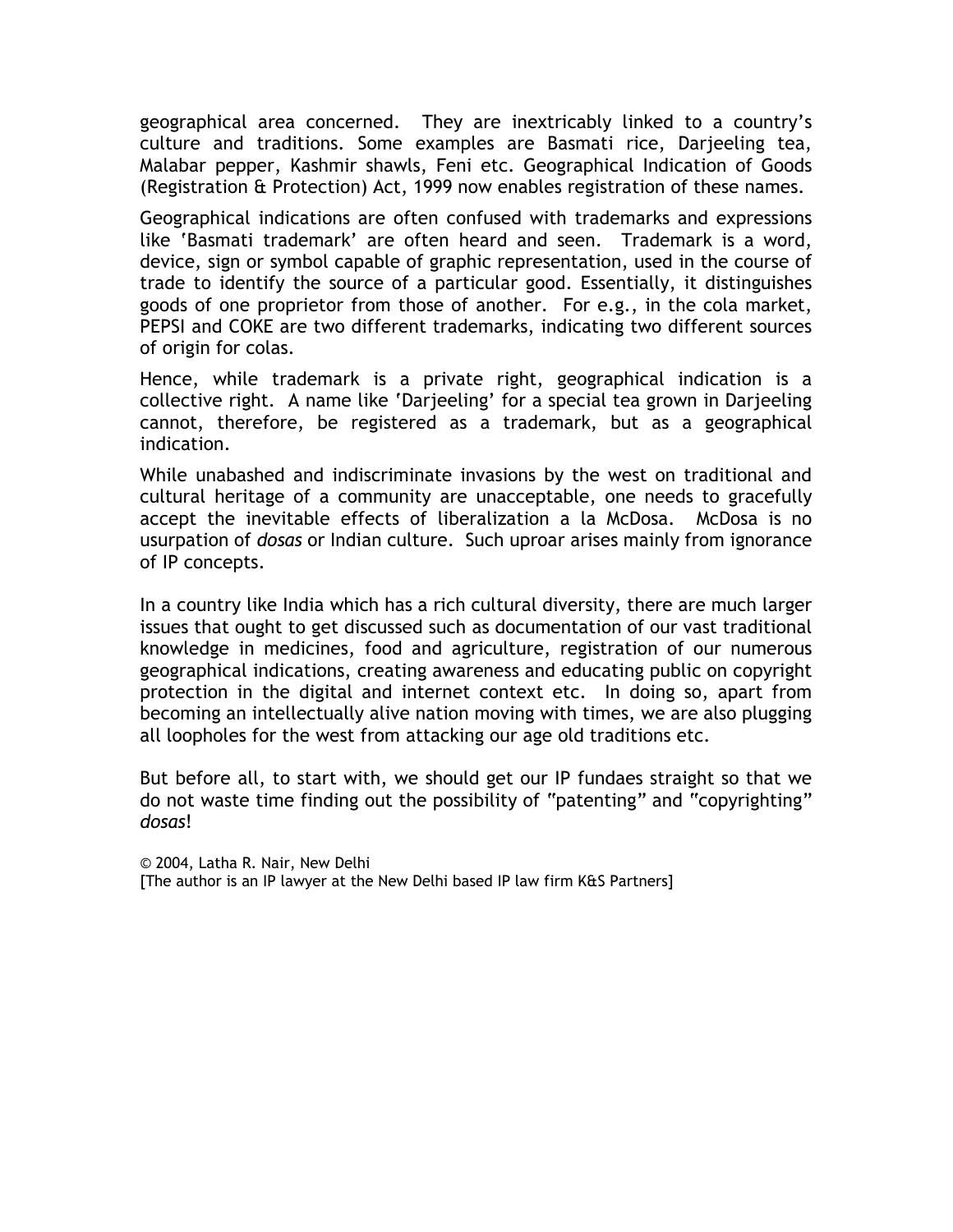geographical area concerned. They are inextricably linked to a country's culture and traditions. Some examples are Basmati rice, Darjeeling tea, Malabar pepper, Kashmir shawls, Feni etc. Geographical Indication of Goods (Registration & Protection) Act, 1999 now enables registration of these names.

Geographical indications are often confused with trademarks and expressions like 'Basmati trademark' are often heard and seen. Trademark is a word, device, sign or symbol capable of graphic representation, used in the course of trade to identify the source of a particular good. Essentially, it distinguishes goods of one proprietor from those of another. For e.g., in the cola market, PEPSI and COKE are two different trademarks, indicating two different sources of origin for colas.

Hence, while trademark is a private right, geographical indication is a collective right. A name like 'Darjeeling' for a special tea grown in Darjeeling cannot, therefore, be registered as a trademark, but as a geographical indication.

While unabashed and indiscriminate invasions by the west on traditional and cultural heritage of a community are unacceptable, one needs to gracefully accept the inevitable effects of liberalization a la McDosa. McDosa is no usurpation of *dosas* or Indian culture. Such uproar arises mainly from ignorance of IP concepts.

In a country like India which has a rich cultural diversity, there are much larger issues that ought to get discussed such as documentation of our vast traditional knowledge in medicines, food and agriculture, registration of our numerous geographical indications, creating awareness and educating public on copyright protection in the digital and internet context etc. In doing so, apart from becoming an intellectually alive nation moving with times, we are also plugging all loopholes for the west from attacking our age old traditions etc.

But before all, to start with, we should get our IP fundaes straight so that we do not waste time finding out the possibility of "patenting" and "copyrighting" *dosas*!

© 2004, Latha R. Nair, New Delhi
[The author is an IP lawyer at the New Delhi based IP law firm K&S Partners]